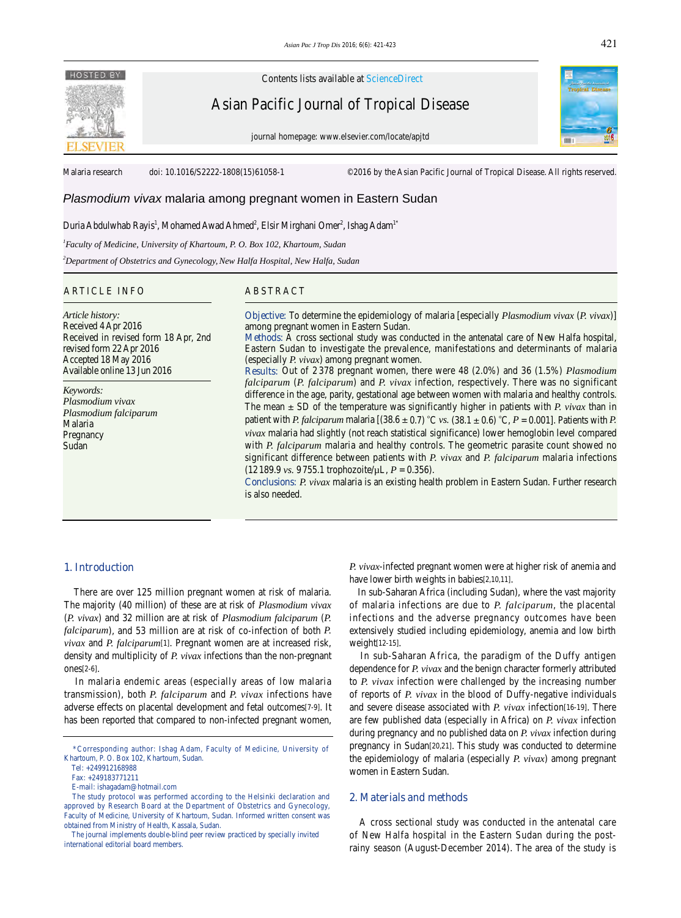Contents lists available at ScienceDirect

Asian Pacific Journal of Tropical Disease

journal homepage: www.elsevier.com/locate/apjtd

Malaria research doi: 10.1016/S2222-1808(15)61058-1 ©2016 by the Asian Pacific Journal of Tropical Disease. All rights reserved.

# *Plasmodium vivax* malaria among pregnant women in Eastern Sudan

Duria Abdulwhab Rayis[1], Mohamed Awad Ahmed[2], Elsir Mirghani Omer[2], Ishag Adam[1*]

[1]*Faculty of Medicine, University of Khartoum, P. O. Box 102, Khartoum, Sudan*

[2]*Department of Obstetrics and Gynecology, New Halfa Hospital, New Halfa, Sudan*

## ARTICLE INFO

*Article history:*
Received 4 Apr 2016
Received in revised form 18 Apr, 2nd revised form 22 Apr 2016
Accepted 18 May 2016
Available online 13 Jun 2016

*Keywords:*
*Plasmodium vivax*
*Plasmodium falciparum*
Malaria
Pregnancy
Sudan

## ABSTRACT

**Objective:** To determine the epidemiology of malaria [especially *Plasmodium vivax* (*P. vivax*)] among pregnant women in Eastern Sudan.

**Methods:** A cross sectional study was conducted in the antenatal care of New Halfa hospital, Eastern Sudan to investigate the prevalence, manifestations and determinants of malaria (especially *P. vivax*) among pregnant women.

**Results:** Out of 2 378 pregnant women, there were 48 (2.0%) and 36 (1.5%) *Plasmodium falciparum* (*P. falciparum*) and *P. vivax* infection, respectively. There was no significant difference in the age, parity, gestational age between women with malaria and healthy controls. The mean ± SD of the temperature was significantly higher in patients with *P. vivax* than in patient with *P. falciparum* malaria [(38.6 ± 0.7) °C *vs.* (38.1 ± 0.6) °C, $P = 0.001$]. Patients with *P. vivax* malaria had slightly (not reach statistical significance) lower hemoglobin level compared with *P. falciparum* malaria and healthy controls. The geometric parasite count showed no significant difference between patients with *P. vivax* and *P. falciparum* malaria infections (12 189.9 *vs.* 9 755.1 trophozoite/µL, $P = 0.356$).

**Conclusions:** *P. vivax* malaria is an existing health problem in Eastern Sudan. Further research is also needed.

## 1. Introduction

There are over 125 million pregnant women at risk of malaria. The majority (40 million) of these are at risk of *Plasmodium vivax* (*P. vivax*) and 32 million are at risk of *Plasmodium falciparum* (*P. falciparum*), and 53 million are at risk of co-infection of both *P. vivax* and *P. falciparum*[1]. Pregnant women are at increased risk, density and multiplicity of *P. vivax* infections than the non-pregnant ones[2-6].

In malaria endemic areas (especially areas of low malaria transmission), both *P. falciparum* and *P. vivax* infections have adverse effects on placental development and fetal outcomes[7-9]. It has been reported that compared to non-infected pregnant women, *P. vivax*-infected pregnant women were at higher risk of anemia and have lower birth weights in babies[2,10,11].

In sub-Saharan Africa (including Sudan), where the vast majority of malaria infections are due to *P. falciparum*, the placental infections and the adverse pregnancy outcomes have been extensively studied including epidemiology, anemia and low birth weight[12-15].

In sub-Saharan Africa, the paradigm of the Duffy antigen dependence for *P. vivax* and the benign character formerly attributed to *P. vivax* infection were challenged by the increasing number of reports of *P. vivax* in the blood of Duffy-negative individuals and severe disease associated with *P. vivax* infection[16-19]. There are few published data (especially in Africa) on *P. vivax* infection during pregnancy and no published data on *P. vivax* infection during pregnancy in Sudan[20,21]. This study was conducted to determine the epidemiology of malaria (especially *P. vivax*) among pregnant women in Eastern Sudan.

## 2. Materials and methods

A cross sectional study was conducted in the antenatal care of New Halfa hospital in the Eastern Sudan during the post-rainy season (August-December 2014). The area of the study is

---

*Corresponding author: Ishag Adam, Faculty of Medicine, University of Khartoum, P. O. Box 102, Khartoum, Sudan.
Tel: +249912168988
Fax: +249183771211
E-mail: ishagadam@hotmail.com

The study protocol was performed according to the Helsinki declaration and approved by Research Board at the Department of Obstetrics and Gynecology, Faculty of Medicine, University of Khartoum, Sudan. Informed written consent was obtained from Ministry of Health, Kassala, Sudan.

The journal implements double-blind peer review practiced by specially invited international editorial board members.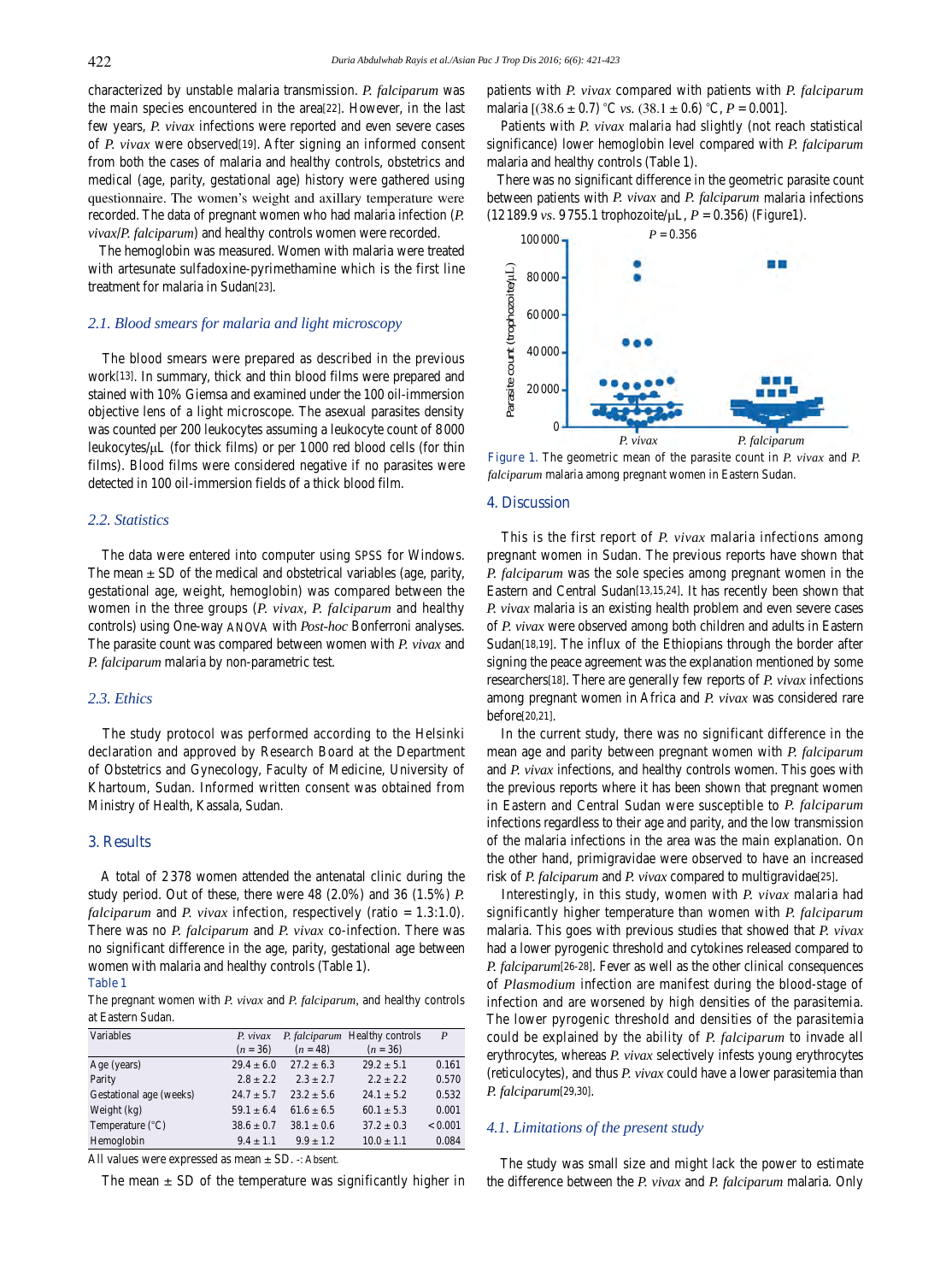characterized by unstable malaria transmission. *P. falciparum* was the main species encountered in the area[22]. However, in the last few years, *P. vivax* infections were reported and even severe cases of *P. vivax* were observed[19]. After signing an informed consent from both the cases of malaria and healthy controls, obstetrics and medical (age, parity, gestational age) history were gathered using questionnaire. The women's weight and axillary temperature were recorded. The data of pregnant women who had malaria infection (*P. vivax*/*P. falciparum*) and healthy controls women were recorded.

The hemoglobin was measured. Women with malaria were treated with artesunate sulfadoxine-pyrimethamine which is the first line treatment for malaria in Sudan[23].

### 2.1. Blood smears for malaria and light microscopy

The blood smears were prepared as described in the previous work[13]. In summary, thick and thin blood films were prepared and stained with 10% Giemsa and examined under the 100 oil-immersion objective lens of a light microscope. The asexual parasites density was counted per 200 leukocytes assuming a leukocyte count of 8000 leukocytes/μL (for thick films) or per 1000 red blood cells (for thin films). Blood films were considered negative if no parasites were detected in 100 oil-immersion fields of a thick blood film.

### 2.2. Statistics

The data were entered into computer using SPSS for Windows. The mean ± SD of the medical and obstetrical variables (age, parity, gestational age, weight, hemoglobin) was compared between the women in the three groups (*P. vivax*, *P. falciparum* and healthy controls) using One-way ANOVA with *Post-hoc* Bonferroni analyses. The parasite count was compared between women with *P. vivax* and *P. falciparum* malaria by non-parametric test.

### 2.3. Ethics

The study protocol was performed according to the Helsinki declaration and approved by Research Board at the Department of Obstetrics and Gynecology, Faculty of Medicine, University of Khartoum, Sudan. Informed written consent was obtained from Ministry of Health, Kassala, Sudan.

## 3. Results

A total of 2378 women attended the antenatal clinic during the study period. Out of these, there were 48 (2.0%) and 36 (1.5%) *P. falciparum* and *P. vivax* infection, respectively (ratio = 1.3:1.0). There was no *P. falciparum* and *P. vivax* co-infection. There was no significant difference in the age, parity, gestational age between women with malaria and healthy controls (Table 1).

Table 1

The pregnant women with *P. vivax* and *P. falciparum*, and healthy controls at Eastern Sudan.

| Variables | *P. vivax* (n = 36) | *P. falciparum* (n = 48) | Healthy controls (n = 36) | *P* |
|---|---|---|---|---|
| Age (years) | 29.4 ± 6.0 | 27.2 ± 6.3 | 29.2 ± 5.1 | 0.161 |
| Parity | 2.8 ± 2.2 | 2.3 ± 2.7 | 2.2 ± 2.2 | 0.570 |
| Gestational age (weeks) | 24.7 ± 5.7 | 23.2 ± 5.6 | 24.1 ± 5.2 | 0.532 |
| Weight (kg) | 59.1 ± 6.4 | 61.6 ± 6.5 | 60.1 ± 5.3 | 0.001 |
| Temperature (°C) | 38.6 ± 0.7 | 38.1 ± 0.6 | 37.2 ± 0.3 | < 0.001 |
| Hemoglobin | 9.4 ± 1.1 | 9.9 ± 1.2 | 10.0 ± 1.1 | 0.084 |

All values were expressed as mean ± SD. -: Absent.

The mean ± SD of the temperature was significantly higher in patients with *P. vivax* compared with patients with *P. falciparum* malaria [(38.6 ± 0.7) °C *vs.* (38.1 ± 0.6) °C, *P* = 0.001].

Patients with *P. vivax* malaria had slightly (not reach statistical significance) lower hemoglobin level compared with *P. falciparum* malaria and healthy controls (Table 1).

There was no significant difference in the geometric parasite count between patients with *P. vivax* and *P. falciparum* malaria infections (12189.9 *vs.* 9755.1 trophozoite/μL, *P* = 0.356) (Figure1).

Figure 1. The geometric mean of the parasite count in *P. vivax* and *P. falciparum* malaria among pregnant women in Eastern Sudan.

## 4. Discussion

This is the first report of *P. vivax* malaria infections among pregnant women in Sudan. The previous reports have shown that *P. falciparum* was the sole species among pregnant women in the Eastern and Central Sudan[13,15,24]. It has recently been shown that *P. vivax* malaria is an existing health problem and even severe cases of *P. vivax* were observed among both children and adults in Eastern Sudan[18,19]. The influx of the Ethiopians through the border after signing the peace agreement was the explanation mentioned by some researchers[18]. There are generally few reports of *P. vivax* infections among pregnant women in Africa and *P. vivax* was considered rare before[20,21].

In the current study, there was no significant difference in the mean age and parity between pregnant women with *P. falciparum* and *P. vivax* infections, and healthy controls women. This goes with the previous reports where it has been shown that pregnant women in Eastern and Central Sudan were susceptible to *P. falciparum* infections regardless to their age and parity, and the low transmission of the malaria infections in the area was the main explanation. On the other hand, primigravidae were observed to have an increased risk of *P. falciparum* and *P. vivax* compared to multigravidae[25].

Interestingly, in this study, women with *P. vivax* malaria had significantly higher temperature than women with *P. falciparum* malaria. This goes with previous studies that showed that *P. vivax* had a lower pyrogenic threshold and cytokines released compared to *P. falciparum*[26-28]. Fever as well as the other clinical consequences of *Plasmodium* infection are manifest during the blood-stage of infection and are worsened by high densities of the parasitemia. The lower pyrogenic threshold and densities of the parasitemia could be explained by the ability of *P. falciparum* to invade all erythrocytes, whereas *P. vivax* selectively infests young erythrocytes (reticulocytes), and thus *P. vivax* could have a lower parasitemia than *P. falciparum*[29,30].

### 4.1. Limitations of the present study

The study was small size and might lack the power to estimate the difference between the *P. vivax* and *P. falciparum* malaria. Only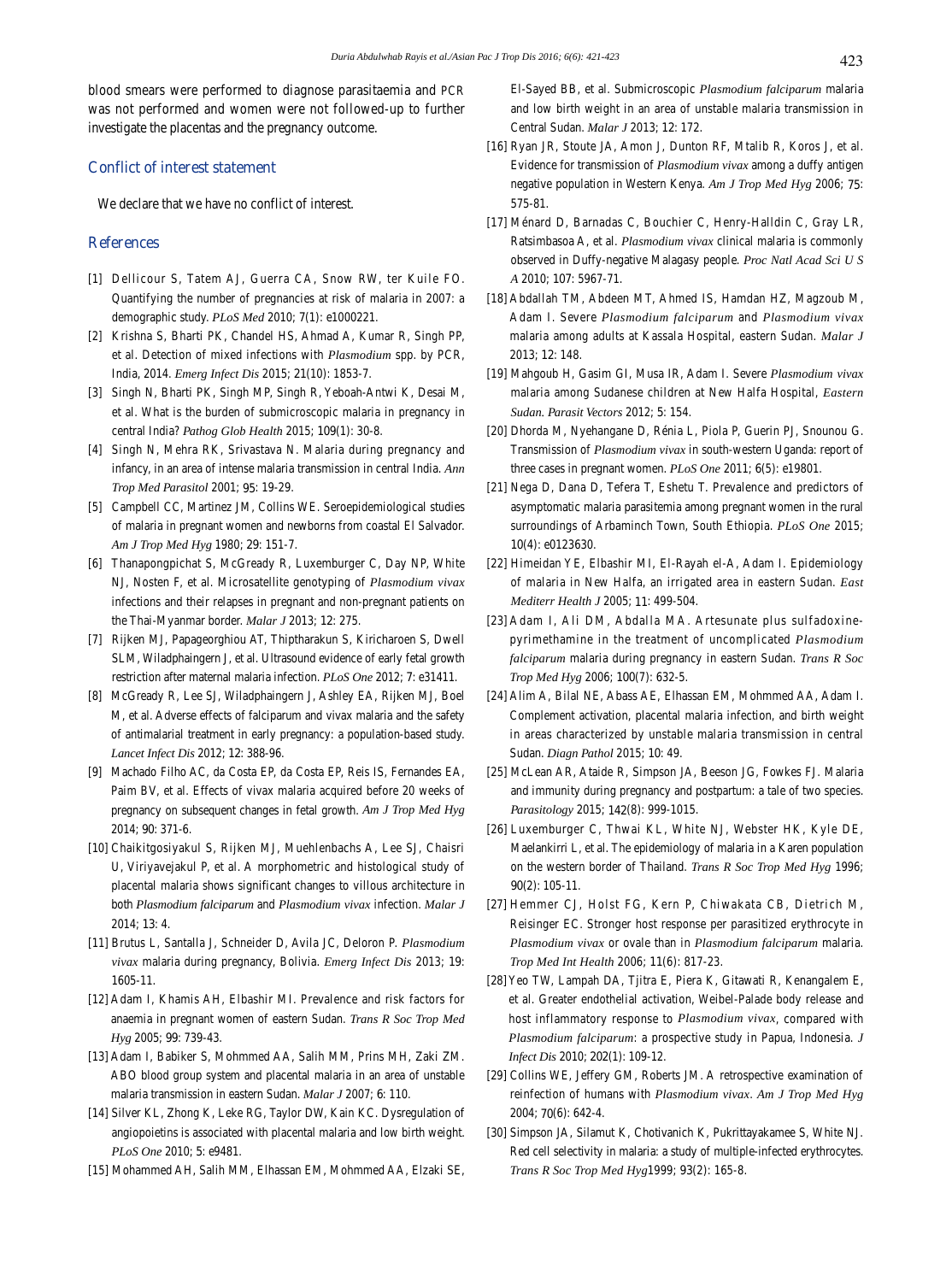blood smears were performed to diagnose parasitaemia and PCR was not performed and women were not followed-up to further investigate the placentas and the pregnancy outcome.

## Conflict of interest statement

We declare that we have no conflict of interest.

## References

[1] Dellicour S, Tatem AJ, Guerra CA, Snow RW, ter Kuile FO. Quantifying the number of pregnancies at risk of malaria in 2007: a demographic study. *PLoS Med* 2010; 7(1): e1000221.

[2] Krishna S, Bharti PK, Chandel HS, Ahmad A, Kumar R, Singh PP, et al. Detection of mixed infections with *Plasmodium* spp. by PCR, India, 2014. *Emerg Infect Dis* 2015; 21(10): 1853-7.

[3] Singh N, Bharti PK, Singh MP, Singh R, Yeboah-Antwi K, Desai M, et al. What is the burden of submicroscopic malaria in pregnancy in central India? *Pathog Glob Health* 2015; 109(1): 30-8.

[4] Singh N, Mehra RK, Srivastava N. Malaria during pregnancy and infancy, in an area of intense malaria transmission in central India. *Ann Trop Med Parasitol* 2001; 95: 19-29.

[5] Campbell CC, Martinez JM, Collins WE. Seroepidemiological studies of malaria in pregnant women and newborns from coastal El Salvador. *Am J Trop Med Hyg* 1980; 29: 151-7.

[6] Thanapongpichat S, McGready R, Luxemburger C, Day NP, White NJ, Nosten F, et al. Microsatellite genotyping of *Plasmodium vivax* infections and their relapses in pregnant and non-pregnant patients on the Thai-Myanmar border. *Malar J* 2013; 12: 275.

[7] Rijken MJ, Papageorghiou AT, Thiptharakun S, Kiricharoen S, Dwell SLM, Wiladphaingern J, et al. Ultrasound evidence of early fetal growth restriction after maternal malaria infection. *PLoS One* 2012; 7: e31411.

[8] McGready R, Lee SJ, Wiladphaingern J, Ashley EA, Rijken MJ, Boel M, et al. Adverse effects of falciparum and vivax malaria and the safety of antimalarial treatment in early pregnancy: a population-based study. *Lancet Infect Dis* 2012; 12: 388-96.

[9] Machado Filho AC, da Costa EP, da Costa EP, Reis IS, Fernandes EA, Paim BV, et al. Effects of vivax malaria acquired before 20 weeks of pregnancy on subsequent changes in fetal growth. *Am J Trop Med Hyg* 2014; 90: 371-6.

[10] Chaikitgosiyakul S, Rijken MJ, Muehlenbachs A, Lee SJ, Chaisri U, Viriyavejakul P, et al. A morphometric and histological study of placental malaria shows significant changes to villous architecture in both *Plasmodium falciparum* and *Plasmodium vivax* infection. *Malar J* 2014; 13: 4.

[11] Brutus L, Santalla J, Schneider D, Avila JC, Deloron P. *Plasmodium vivax* malaria during pregnancy, Bolivia. *Emerg Infect Dis* 2013; 19: 1605-11.

[12] Adam I, Khamis AH, Elbashir MI. Prevalence and risk factors for anaemia in pregnant women of eastern Sudan. *Trans R Soc Trop Med Hyg* 2005; 99: 739-43.

[13] Adam I, Babiker S, Mohmmed AA, Salih MM, Prins MH, Zaki ZM. ABO blood group system and placental malaria in an area of unstable malaria transmission in eastern Sudan. *Malar J* 2007; 6: 110.

[14] Silver KL, Zhong K, Leke RG, Taylor DW, Kain KC. Dysregulation of angiopoietins is associated with placental malaria and low birth weight. *PLoS One* 2010; 5: e9481.

[15] Mohammed AH, Salih MM, Elhassan EM, Mohmmed AA, Elzaki SE, El-Sayed BB, et al. Submicroscopic *Plasmodium falciparum* malaria and low birth weight in an area of unstable malaria transmission in Central Sudan. *Malar J* 2013; 12: 172.

[16] Ryan JR, Stoute JA, Amon J, Dunton RF, Mtalib R, Koros J, et al. Evidence for transmission of *Plasmodium vivax* among a duffy antigen negative population in Western Kenya. *Am J Trop Med Hyg* 2006; 75: 575-81.

[17] Ménard D, Barnadas C, Bouchier C, Henry-Halldin C, Gray LR, Ratsimbasoa A, et al. *Plasmodium vivax* clinical malaria is commonly observed in Duffy-negative Malagasy people. *Proc Natl Acad Sci U S A* 2010; 107: 5967-71.

[18] Abdallah TM, Abdeen MT, Ahmed IS, Hamdan HZ, Magzoub M, Adam I. Severe *Plasmodium falciparum* and *Plasmodium vivax* malaria among adults at Kassala Hospital, eastern Sudan. *Malar J* 2013; 12: 148.

[19] Mahgoub H, Gasim GI, Musa IR, Adam I. Severe *Plasmodium vivax* malaria among Sudanese children at New Halfa Hospital, *Eastern Sudan. Parasit Vectors* 2012; 5: 154.

[20] Dhorda M, Nyehangane D, Rénia L, Piola P, Guerin PJ, Snounou G. Transmission of *Plasmodium vivax* in south-western Uganda: report of three cases in pregnant women. *PLoS One* 2011; 6(5): e19801.

[21] Nega D, Dana D, Tefera T, Eshetu T. Prevalence and predictors of asymptomatic malaria parasitemia among pregnant women in the rural surroundings of Arbaminch Town, South Ethiopia. *PLoS One* 2015; 10(4): e0123630.

[22] Himeidan YE, Elbashir MI, El-Rayah el-A, Adam I. Epidemiology of malaria in New Halfa, an irrigated area in eastern Sudan. *East Mediterr Health J* 2005; 11: 499-504.

[23] Adam I, Ali DM, Abdalla MA. Artesunate plus sulfadoxine-pyrimethamine in the treatment of uncomplicated *Plasmodium falciparum* malaria during pregnancy in eastern Sudan. *Trans R Soc Trop Med Hyg* 2006; 100(7): 632-5.

[24] Alim A, Bilal NE, Abass AE, Elhassan EM, Mohmmed AA, Adam I. Complement activation, placental malaria infection, and birth weight in areas characterized by unstable malaria transmission in central Sudan. *Diagn Pathol* 2015; 10: 49.

[25] McLean AR, Ataide R, Simpson JA, Beeson JG, Fowkes FJ. Malaria and immunity during pregnancy and postpartum: a tale of two species. *Parasitology* 2015; 142(8): 999-1015.

[26] Luxemburger C, Thwai KL, White NJ, Webster HK, Kyle DE, Maelankirri L, et al. The epidemiology of malaria in a Karen population on the western border of Thailand. *Trans R Soc Trop Med Hyg* 1996; 90(2): 105-11.

[27] Hemmer CJ, Holst FG, Kern P, Chiwakata CB, Dietrich M, Reisinger EC. Stronger host response per parasitized erythrocyte in *Plasmodium vivax* or ovale than in *Plasmodium falciparum* malaria. *Trop Med Int Health* 2006; 11(6): 817-23.

[28] Yeo TW, Lampah DA, Tjitra E, Piera K, Gitawati R, Kenangalem E, et al. Greater endothelial activation, Weibel-Palade body release and host inflammatory response to *Plasmodium vivax*, compared with *Plasmodium falciparum*: a prospective study in Papua, Indonesia. *J Infect Dis* 2010; 202(1): 109-12.

[29] Collins WE, Jeffery GM, Roberts JM. A retrospective examination of reinfection of humans with *Plasmodium vivax*. *Am J Trop Med Hyg* 2004; 70(6): 642-4.

[30] Simpson JA, Silamut K, Chotivanich K, Pukrittayakamee S, White NJ. Red cell selectivity in malaria: a study of multiple-infected erythrocytes. *Trans R Soc Trop Med Hyg*1999; 93(2): 165-8.